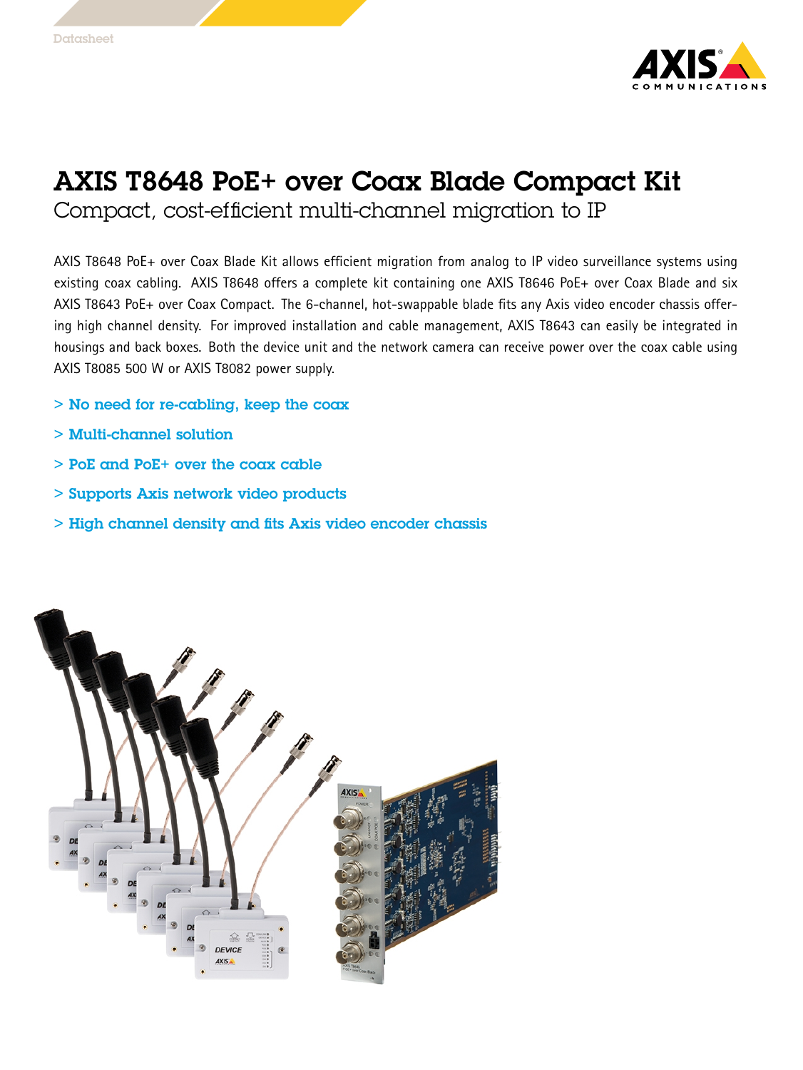# AXIS T8648 PoE+ over Coax Blade Compact Kit

## Compact, cost-efficient multi-channel migration to IP

AXIS T8648 PoE+ over Coax Blade Kit allows efficient migration from analog to IP video surveillance systems using existing coax cabling. AXIS T8648 offers a complete kit containing one AXIS T8646 PoE+ over Coax Blade and six AXIS T8643 PoE+ over Coax Compact. The 6-channel, hot-swappable blade fits any Axis video encoder chassis offering high channel density. For improved installation and cable management, AXIS T8643 can easily be integrated in housings and back boxes. Both the device unit and the network camera can receive power over the coax cable using AXIS T8085 500 W or AXIS T8082 power supply.

- > No need for re-cabling, keep the coax
- > Multi-channel solution
- > PoE and PoE+ over the coax cable
- > Supports Axis network video products
- > High channel density and fits Axis video encoder chassis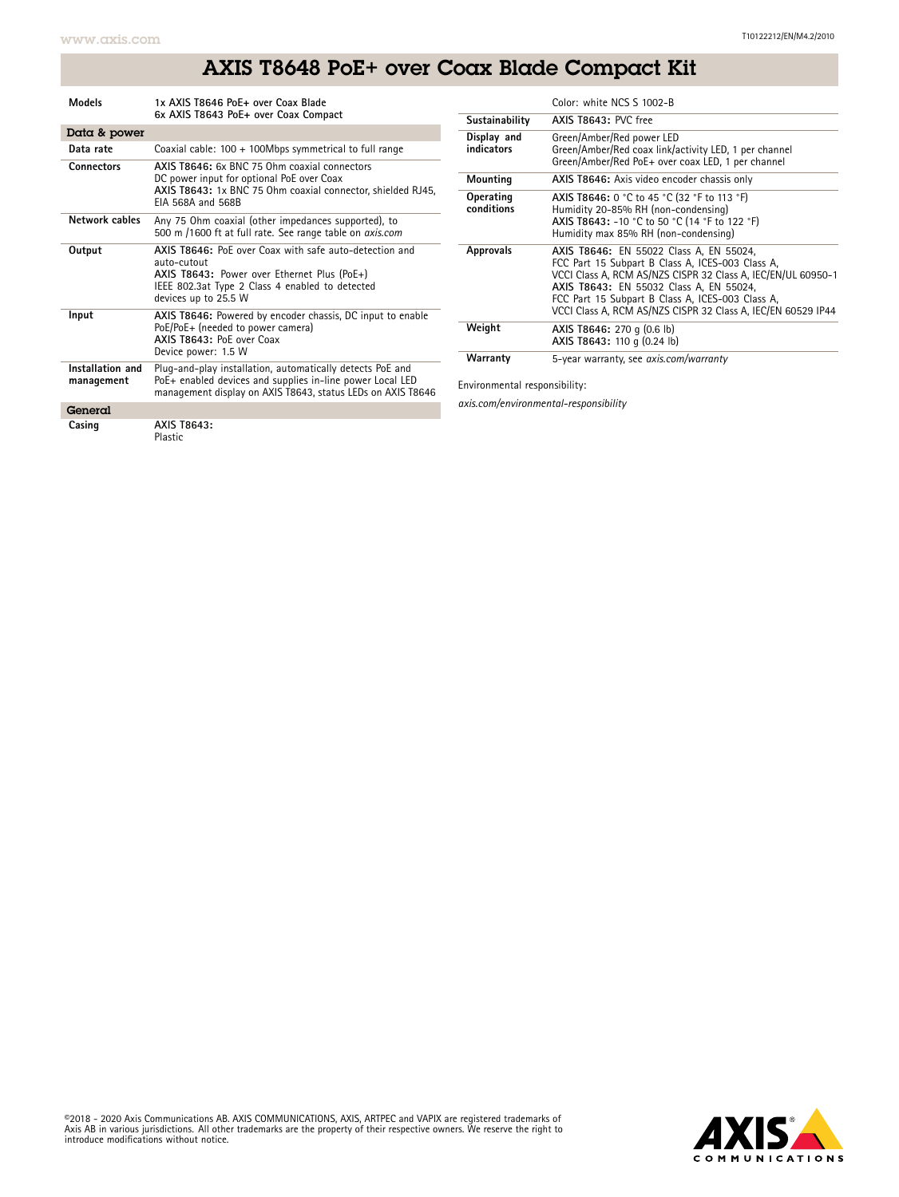# AXIS T8648 PoE+ over Coax Blade Compact Kit

| | |
|---|---|
| **Models** | 1x AXIS T8646 PoE+ over Coax Blade<br>6x AXIS T8643 PoE+ over Coax Compact |

## Data & power

| | |
|---|---|
| **Data rate** | Coaxial cable: 100 + 100Mbps symmetrical to full range |
| **Connectors** | **AXIS T8646:** 6x BNC 75 Ohm coaxial connectors<br>DC power input for optional PoE over Coax<br>**AXIS T8643:** 1x BNC 75 Ohm coaxial connector, shielded RJ45, EIA 568A and 568B |
| **Network cables** | Any 75 Ohm coaxial (other impedances supported), to 500 m /1600 ft at full rate. See range table on *axis.com* |
| **Output** | **AXIS T8646:** PoE over Coax with safe auto-detection and auto-cutout<br>**AXIS T8643:** Power over Ethernet Plus (PoE+)<br>IEEE 802.3at Type 2 Class 4 enabled to detected devices up to 25.5 W |
| **Input** | **AXIS T8646:** Powered by encoder chassis, DC input to enable PoE/PoE+ (needed to power camera)<br>**AXIS T8643:** PoE over Coax<br>Device power: 1.5 W |
| **Installation and management** | Plug-and-play installation, automatically detects PoE and PoE+ enabled devices and supplies in-line power Local LED management display on AXIS T8643, status LEDs on AXIS T8646 |

## General

| | |
|---|---|
| **Casing** | **AXIS T8643:**<br>Plastic<br>Color: white NCS S 1002-B |
| **Sustainability** | **AXIS T8643:** PVC free |
| **Display and indicators** | Green/Amber/Red power LED<br>Green/Amber/Red coax link/activity LED, 1 per channel<br>Green/Amber/Red PoE+ over coax LED, 1 per channel |
| **Mounting** | **AXIS T8646:** Axis video encoder chassis only |
| **Operating conditions** | **AXIS T8646:** 0 °C to 45 °C (32 °F to 113 °F)<br>Humidity 20-85% RH (non-condensing)<br>**AXIS T8643:** -10 °C to 50 °C (14 °F to 122 °F)<br>Humidity max 85% RH (non-condensing) |
| **Approvals** | **AXIS T8646:** EN 55022 Class A, EN 55024, FCC Part 15 Subpart B Class A, ICES-003 Class A, VCCI Class A, RCM AS/NZS CISPR 32 Class A, IEC/EN/UL 60950-1<br>**AXIS T8643:** EN 55032 Class A, EN 55024, FCC Part 15 Subpart B Class A, ICES-003 Class A, VCCI Class A, RCM AS/NZS CISPR 32 Class A, IEC/EN 60529 IP44 |
| **Weight** | **AXIS T8646:** 270 g (0.6 lb)<br>**AXIS T8643:** 110 g (0.24 lb) |
| **Warranty** | 5-year warranty, see *axis.com/warranty* |

Environmental responsibility:

*axis.com/environmental-responsibility*

©2018 - 2020 Axis Communications AB. AXIS COMMUNICATIONS, AXIS, ARTPEC and VAPIX are registered trademarks of Axis AB in various jurisdictions. All other trademarks are the property of their respective owners. We reserve the right to introduce modifications without notice.